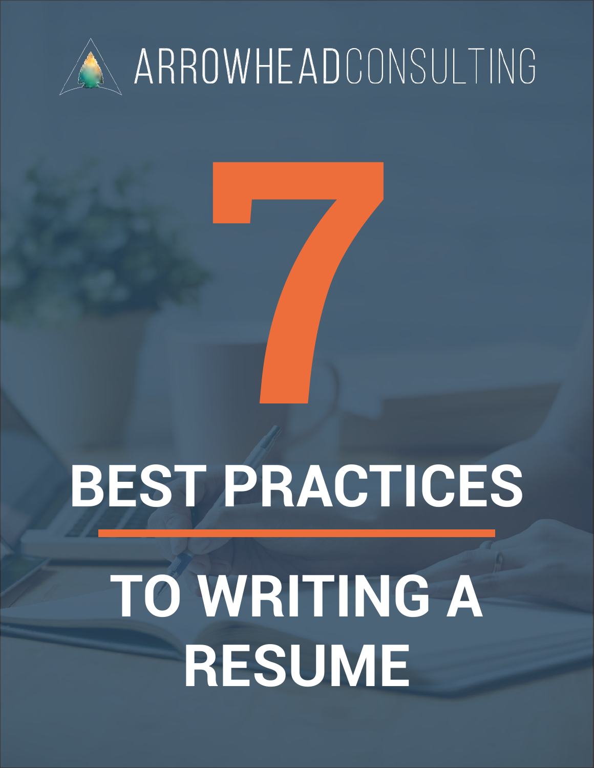ARROWHEAD CONSULTING

# 7

# BEST PRACTICES TO WRITING A RESUME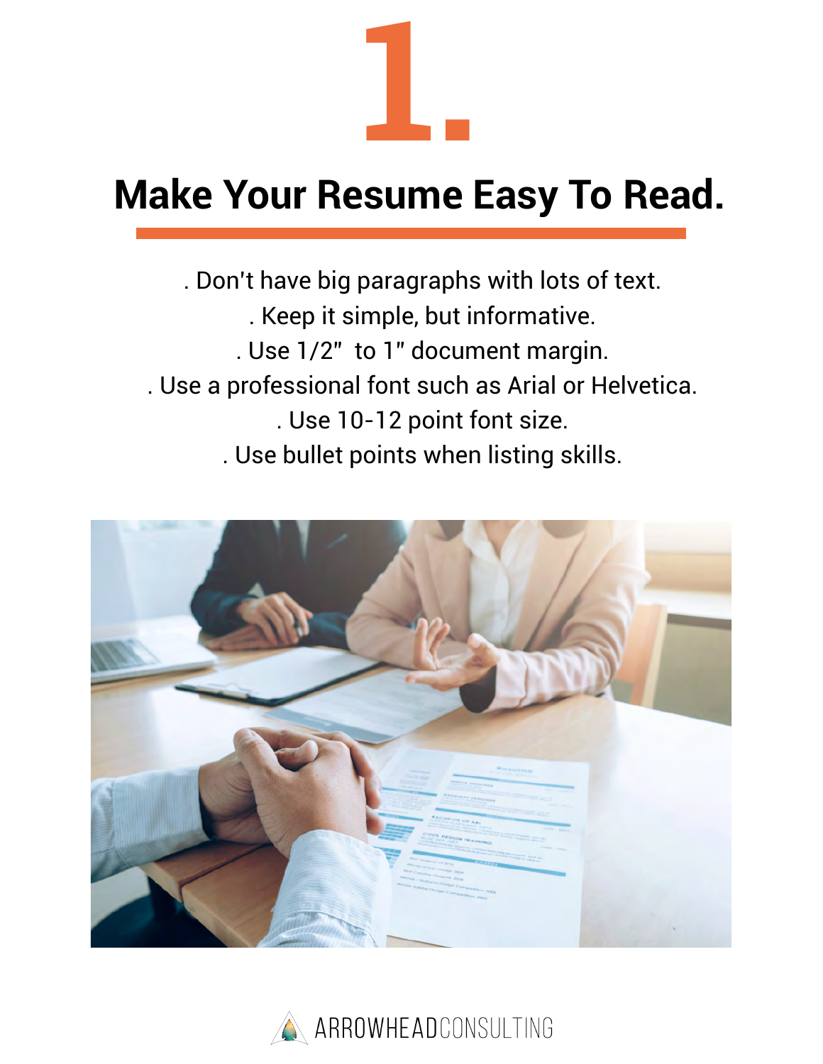# 1.

## Make Your Resume Easy To Read.

. Don't have big paragraphs with lots of text.
. Keep it simple, but informative.
. Use 1/2"  to 1" document margin.
. Use a professional font such as Arial or Helvetica.
. Use 10-12 point font size.
. Use bullet points when listing skills.

ARROWHEADCONSULTING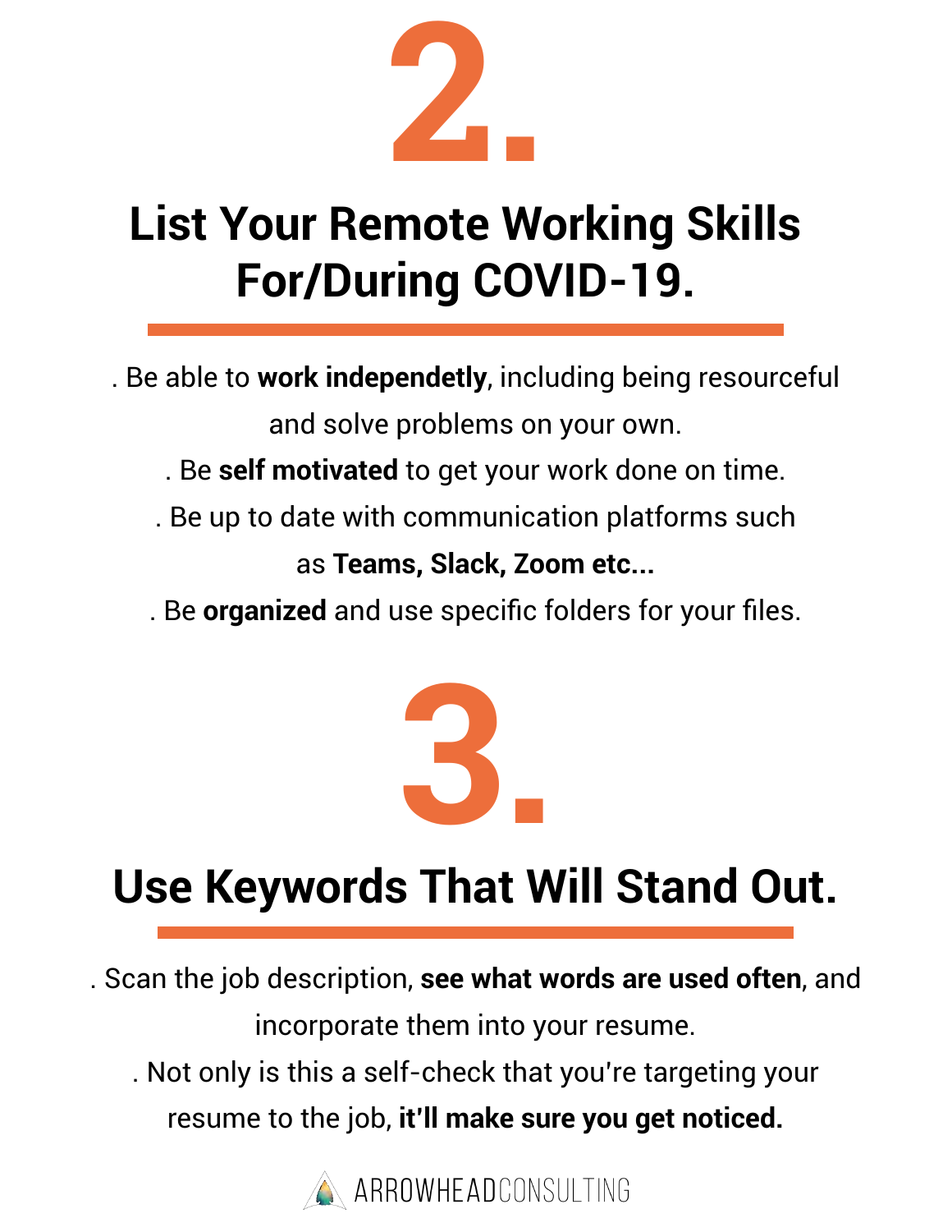# 2.

## List Your Remote Working Skills For/During COVID-19.

. Be able to **work independetly**, including being resourceful and solve problems on your own.

. Be **self motivated** to get your work done on time.

. Be up to date with communication platforms such as **Teams, Slack, Zoom etc...**

. Be **organized** and use specific folders for your files.

# 3.

## Use Keywords That Will Stand Out.

. Scan the job description, **see what words are used often**, and incorporate them into your resume.

. Not only is this a self-check that you're targeting your resume to the job, **it'll make sure you get noticed.**

ARROWHEADCONSULTING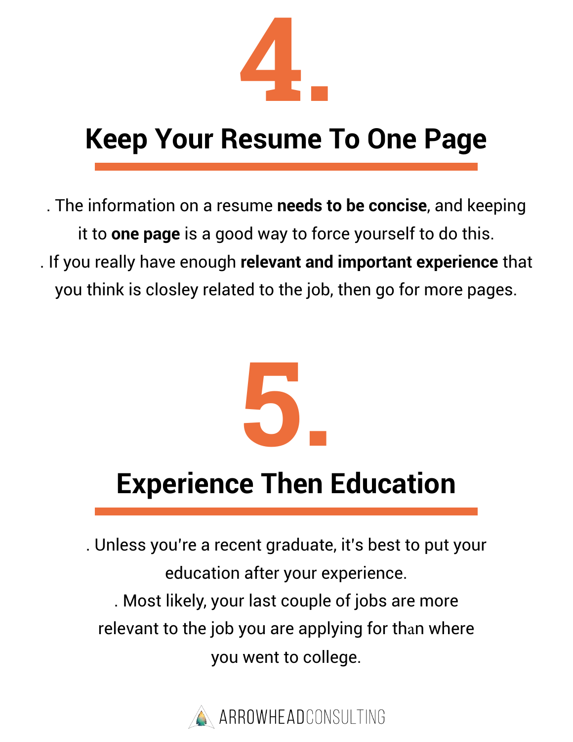# 4.

## Keep Your Resume To One Page

. The information on a resume **needs to be concise**, and keeping it to **one page** is a good way to force yourself to do this.

. If you really have enough **relevant and important experience** that you think is closley related to the job, then go for more pages.

# 5.

## Experience Then Education

. Unless you're a recent graduate, it's best to put your education after your experience.

. Most likely, your last couple of jobs are more relevant to the job you are applying for than where you went to college.

ARROWHEADCONSULTING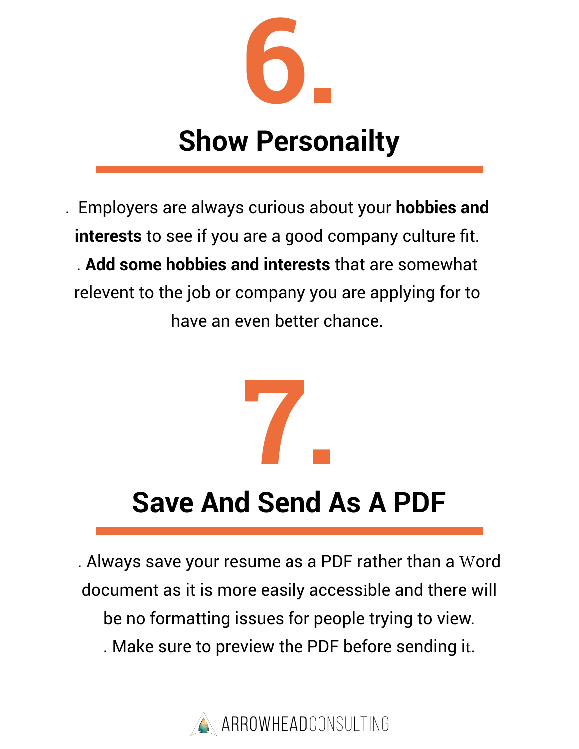# 6.

## Show Personailty

. Employers are always curious about your **hobbies and interests** to see if you are a good company culture fit.
. **Add some hobbies and interests** that are somewhat relevent to the job or company you are applying for to have an even better chance.

# 7.

## Save And Send As A PDF

. Always save your resume as a PDF rather than a Word document as it is more easily accessible and there will be no formatting issues for people trying to view.
. Make sure to preview the PDF before sending it.

ARROWHEADCONSULTING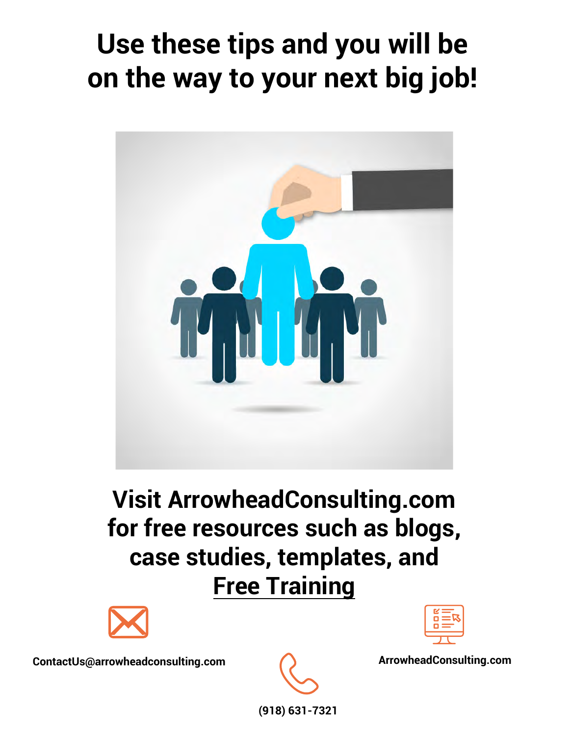# Use these tips and you will be on the way to your next big job!

## Visit ArrowheadConsulting.com for free resources such as blogs, case studies, templates, and Free Training

ContactUs@arrowheadconsulting.com

ArrowheadConsulting.com

(918) 631-7321